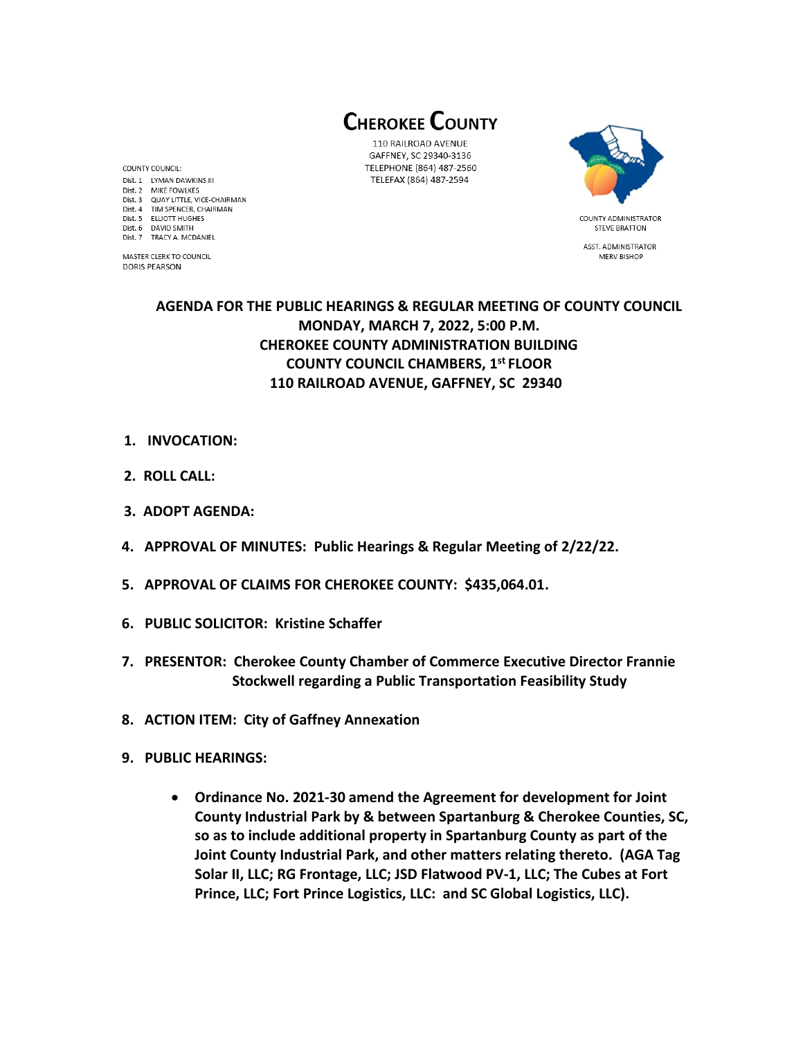# CHEROKEE COUNTY

110 RAILROAD AVENUE
GAFFNEY, SC 29340-3136
TELEPHONE (864) 487-2560
TELEFAX (864) 487-2594

COUNTY COUNCIL:
Dist. 1 LYMAN DAWKINS III
Dist. 2 MIKE FOWLKES
Dist. 3 QUAY LITTLE, VICE-CHAIRMAN
Dist. 4 TIM SPENCER, CHAIRMAN
Dist. 5 ELLIOTT HUGHES
Dist. 6 DAVID SMITH
Dist. 7 TRACY A. MCDANIEL

MASTER CLERK TO COUNCIL
DORIS PEARSON

COUNTY ADMINISTRATOR
STEVE BRATTON

ASST. ADMINISTRATOR
MERV BISHOP

## AGENDA FOR THE PUBLIC HEARINGS & REGULAR MEETING OF COUNTY COUNCIL
## MONDAY, MARCH 7, 2022, 5:00 P.M.
## CHEROKEE COUNTY ADMINISTRATION BUILDING
## COUNTY COUNCIL CHAMBERS, 1st FLOOR
## 110 RAILROAD AVENUE, GAFFNEY, SC 29340

1. **INVOCATION:**

2. **ROLL CALL:**

3. **ADOPT AGENDA:**

4. **APPROVAL OF MINUTES: Public Hearings & Regular Meeting of 2/22/22.**

5. **APPROVAL OF CLAIMS FOR CHEROKEE COUNTY: $435,064.01.**

6. **PUBLIC SOLICITOR: Kristine Schaffer**

7. **PRESENTOR: Cherokee County Chamber of Commerce Executive Director Frannie Stockwell regarding a Public Transportation Feasibility Study**

8. **ACTION ITEM: City of Gaffney Annexation**

9. **PUBLIC HEARINGS:**

   - **Ordinance No. 2021-30 amend the Agreement for development for Joint County Industrial Park by & between Spartanburg & Cherokee Counties, SC, so as to include additional property in Spartanburg County as part of the Joint County Industrial Park, and other matters relating thereto. (AGA Tag Solar II, LLC; RG Frontage, LLC; JSD Flatwood PV-1, LLC; The Cubes at Fort Prince, LLC; Fort Prince Logistics, LLC: and SC Global Logistics, LLC).**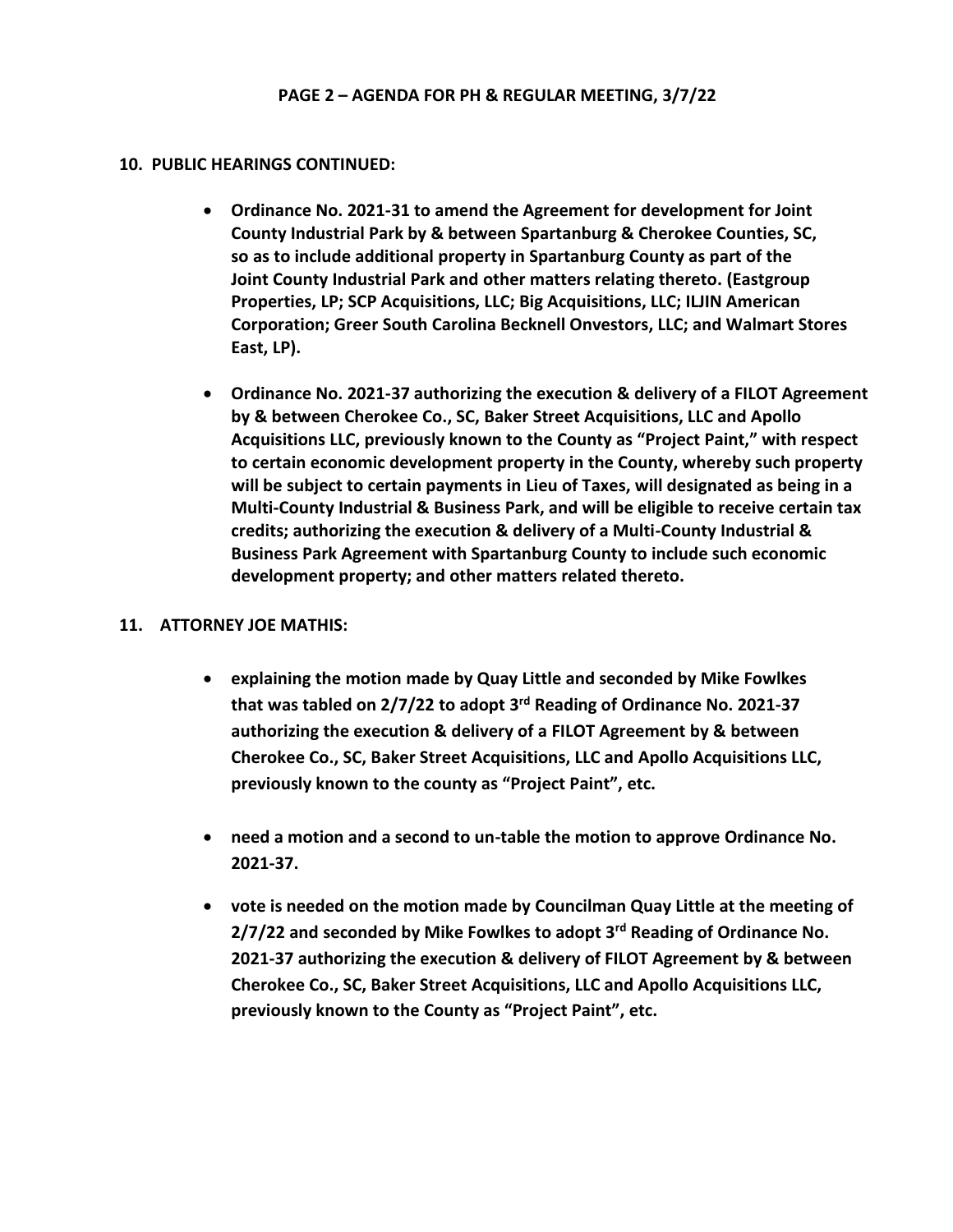**PAGE 2 – AGENDA FOR PH & REGULAR MEETING, 3/7/22**

**10. PUBLIC HEARINGS CONTINUED:**

- **Ordinance No. 2021-31 to amend the Agreement for development for Joint County Industrial Park by & between Spartanburg & Cherokee Counties, SC, so as to include additional property in Spartanburg County as part of the Joint County Industrial Park and other matters relating thereto. (Eastgroup Properties, LP; SCP Acquisitions, LLC; Big Acquisitions, LLC; ILJIN American Corporation; Greer South Carolina Becknell Onvestors, LLC; and Walmart Stores East, LP).**

- **Ordinance No. 2021-37 authorizing the execution & delivery of a FILOT Agreement by & between Cherokee Co., SC, Baker Street Acquisitions, LLC and Apollo Acquisitions LLC, previously known to the County as "Project Paint," with respect to certain economic development property in the County, whereby such property will be subject to certain payments in Lieu of Taxes, will designated as being in a Multi-County Industrial & Business Park, and will be eligible to receive certain tax credits; authorizing the execution & delivery of a Multi-County Industrial & Business Park Agreement with Spartanburg County to include such economic development property; and other matters related thereto.**

**11. ATTORNEY JOE MATHIS:**

- **explaining the motion made by Quay Little and seconded by Mike Fowlkes that was tabled on 2/7/22 to adopt 3rd Reading of Ordinance No. 2021-37 authorizing the execution & delivery of a FILOT Agreement by & between Cherokee Co., SC, Baker Street Acquisitions, LLC and Apollo Acquisitions LLC, previously known to the county as "Project Paint", etc.**

- **need a motion and a second to un-table the motion to approve Ordinance No. 2021-37.**

- **vote is needed on the motion made by Councilman Quay Little at the meeting of 2/7/22 and seconded by Mike Fowlkes to adopt 3rd Reading of Ordinance No. 2021-37 authorizing the execution & delivery of FILOT Agreement by & between Cherokee Co., SC, Baker Street Acquisitions, LLC and Apollo Acquisitions LLC, previously known to the County as "Project Paint", etc.**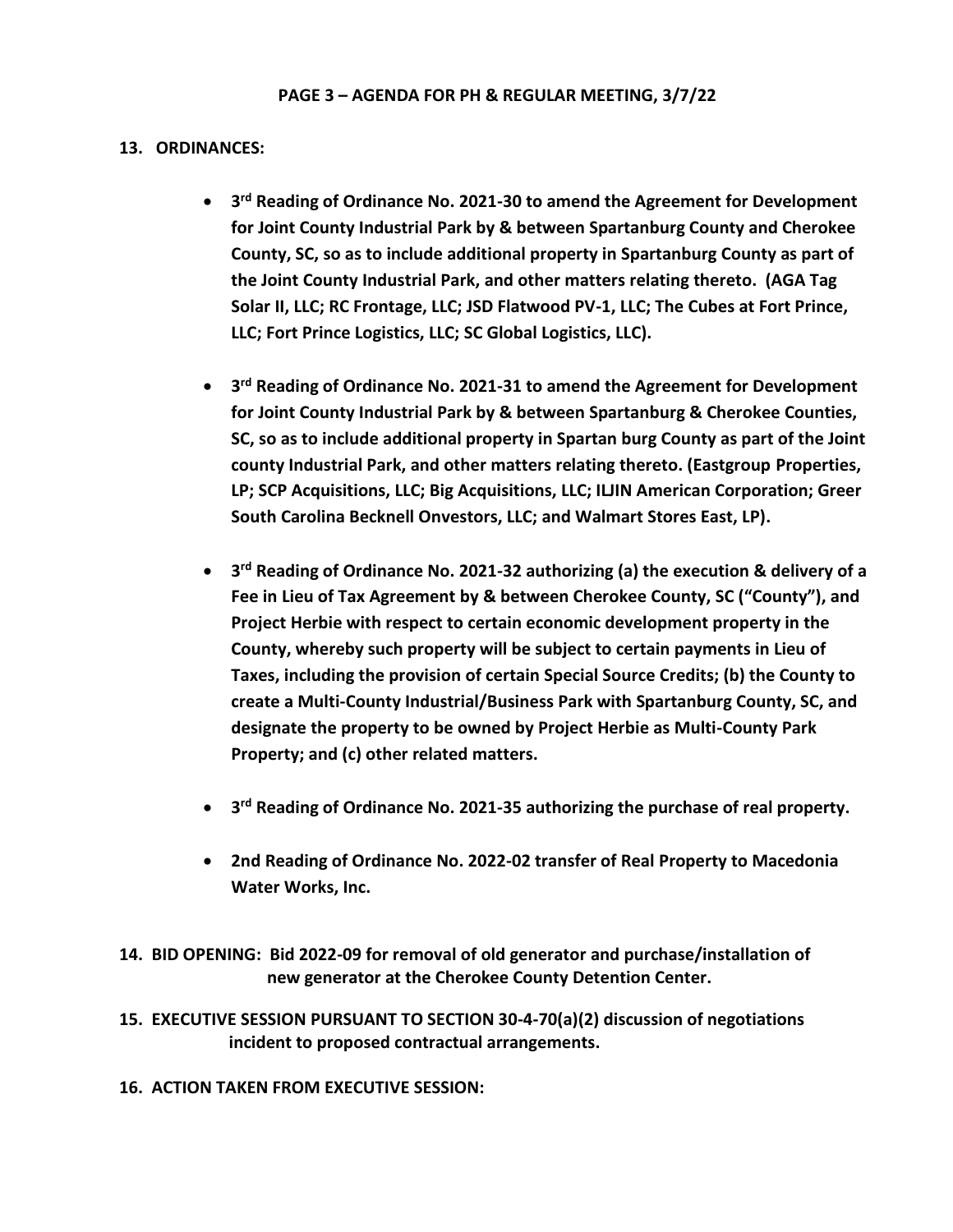**13. ORDINANCES:**

- **3rd Reading of Ordinance No. 2021-30 to amend the Agreement for Development for Joint County Industrial Park by & between Spartanburg County and Cherokee County, SC, so as to include additional property in Spartanburg County as part of the Joint County Industrial Park, and other matters relating thereto. (AGA Tag Solar II, LLC; RC Frontage, LLC; JSD Flatwood PV-1, LLC; The Cubes at Fort Prince, LLC; Fort Prince Logistics, LLC; SC Global Logistics, LLC).**

- **3rd Reading of Ordinance No. 2021-31 to amend the Agreement for Development for Joint County Industrial Park by & between Spartanburg & Cherokee Counties, SC, so as to include additional property in Spartan burg County as part of the Joint county Industrial Park, and other matters relating thereto. (Eastgroup Properties, LP; SCP Acquisitions, LLC; Big Acquisitions, LLC; ILJIN American Corporation; Greer South Carolina Becknell Onvestors, LLC; and Walmart Stores East, LP).**

- **3rd Reading of Ordinance No. 2021-32 authorizing (a) the execution & delivery of a Fee in Lieu of Tax Agreement by & between Cherokee County, SC ("County"), and Project Herbie with respect to certain economic development property in the County, whereby such property will be subject to certain payments in Lieu of Taxes, including the provision of certain Special Source Credits; (b) the County to create a Multi-County Industrial/Business Park with Spartanburg County, SC, and designate the property to be owned by Project Herbie as Multi-County Park Property; and (c) other related matters.**

- **3rd Reading of Ordinance No. 2021-35 authorizing the purchase of real property.**

- **2nd Reading of Ordinance No. 2022-02 transfer of Real Property to Macedonia Water Works, Inc.**

**14. BID OPENING: Bid 2022-09 for removal of old generator and purchase/installation of new generator at the Cherokee County Detention Center.**

**15. EXECUTIVE SESSION PURSUANT TO SECTION 30-4-70(a)(2) discussion of negotiations incident to proposed contractual arrangements.**

**16. ACTION TAKEN FROM EXECUTIVE SESSION:**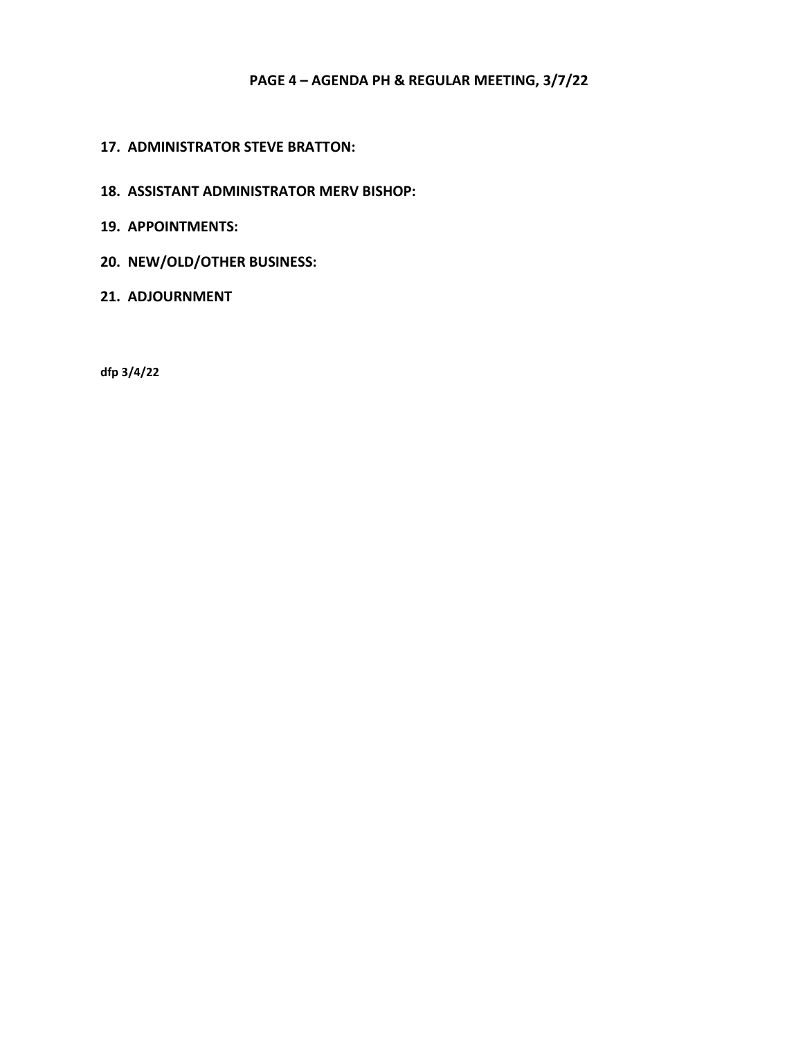**17. ADMINISTRATOR STEVE BRATTON:**

**18. ASSISTANT ADMINISTRATOR MERV BISHOP:**

**19. APPOINTMENTS:**

**20. NEW/OLD/OTHER BUSINESS:**

**21. ADJOURNMENT**

**dfp 3/4/22**